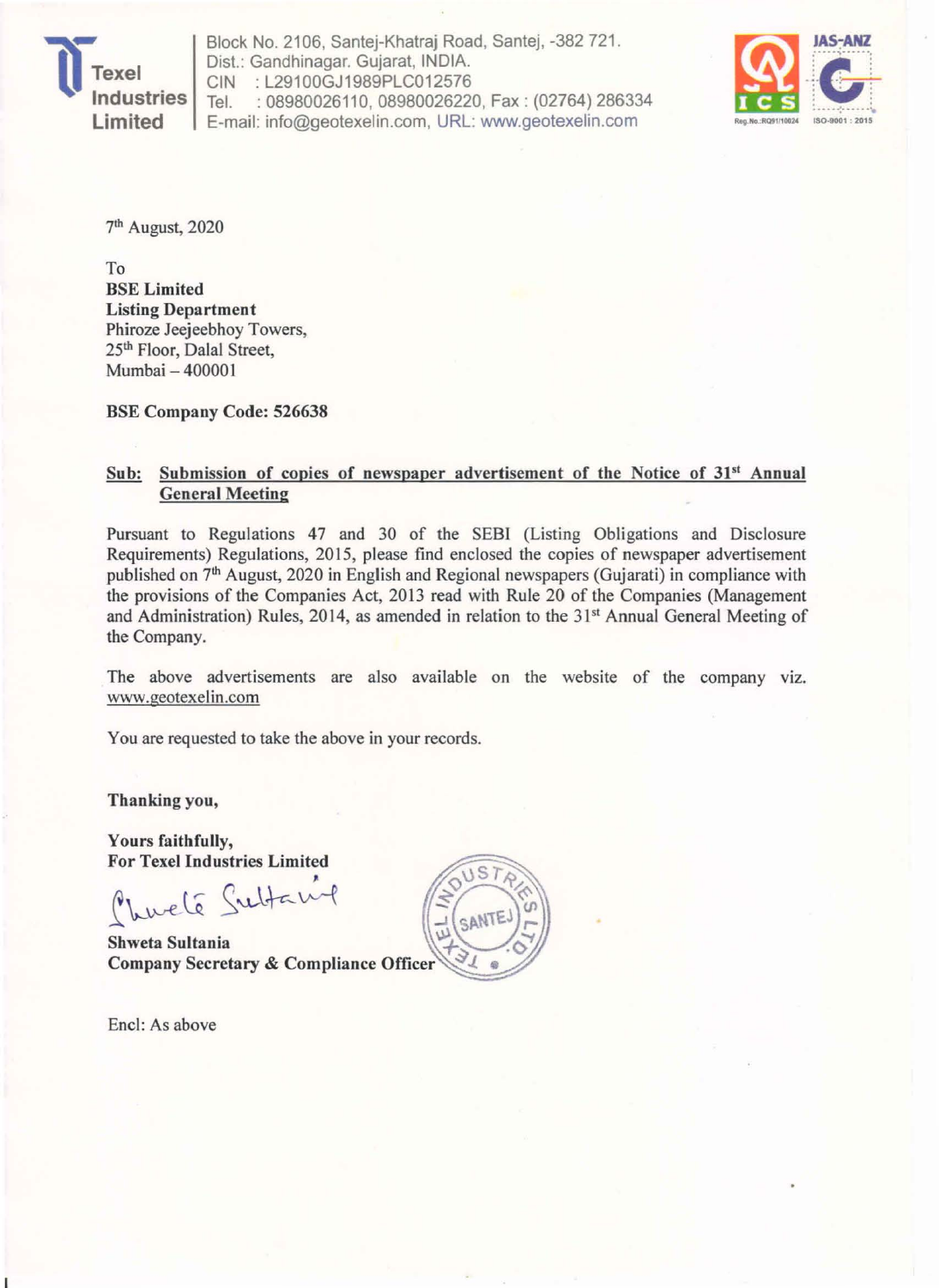**Texel Industries Limited**

Block No. 2106, Santej-Khatraj Road, Santej, -382 721.
Dist.: Gandhinagar. Gujarat, INDIA.
CIN : L29100GJ1989PLC012576
Tel. : 08980026110, 08980026220, Fax : (02764) 286334
E-mail: info@geotexelin.com, URL: www.geotexelin.com

7th August, 2020

To
**BSE Limited**
**Listing Department**
Phiroze Jeejeebhoy Towers,
25th Floor, Dalal Street,
Mumbai – 400001

**BSE Company Code: 526638**

**Sub: Submission of copies of newspaper advertisement of the Notice of 31st Annual General Meeting**

Pursuant to Regulations 47 and 30 of the SEBI (Listing Obligations and Disclosure Requirements) Regulations, 2015, please find enclosed the copies of newspaper advertisement published on 7th August, 2020 in English and Regional newspapers (Gujarati) in compliance with the provisions of the Companies Act, 2013 read with Rule 20 of the Companies (Management and Administration) Rules, 2014, as amended in relation to the 31st Annual General Meeting of the Company.

The above advertisements are also available on the website of the company viz. www.geotexelin.com

You are requested to take the above in your records.

**Thanking you,**

**Yours faithfully,**
**For Texel Industries Limited**

**Shweta Sultania**
**Company Secretary & Compliance Officer**

Encl: As above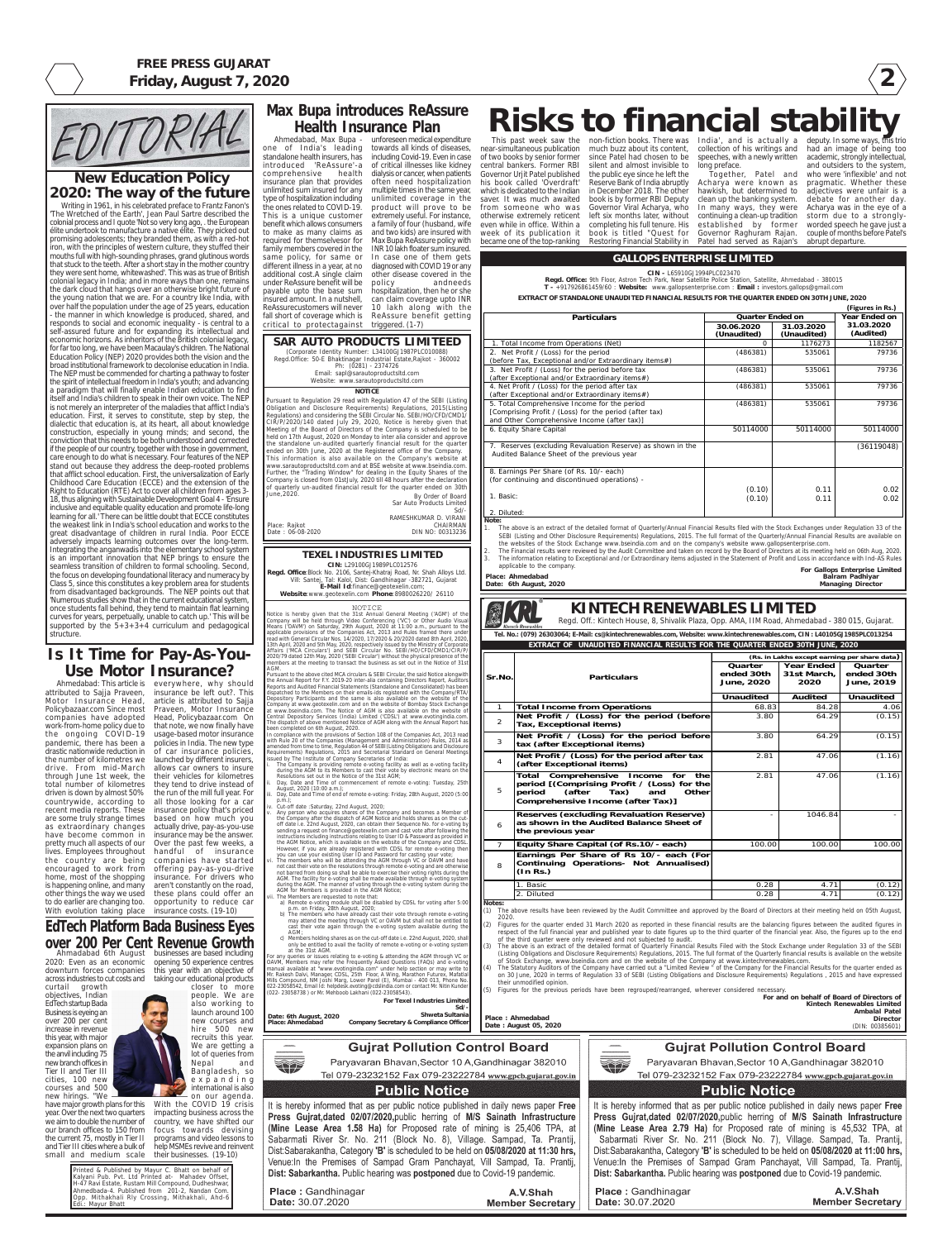# EDITORIAL

## New Education Policy 2020: The way of the future

Writing in 1961, in his celebrated preface to Frantz Fanon's 'The Wretched of the Earth', Jean Paul Sartre described the colonial process and I quote 'Not so very long ago, . the European élite undertook to manufacture a native élite. They picked out promising adolescents; they branded them, as with a red-hot iron, with the principles of western culture, they stuffed their mouths full with high-sounding phrases, grand glutinous words that stuck to the teeth. After a short stay in the mother country they were sent home, whitewashed'. This was as true of British colonial legacy in India; and in more ways than one, remains the dark cloud that hangs over an otherwise bright future of the young nation that we are. For a country like India, with over half the population under the age of 25 years, education - the manner in which knowledge is produced, shared, and responds to social and economic inequality - is central to a self-assured future and for expanding its intellectual and economic horizons. As inheritors of the British colonial legacy, for far too long, we have been Macaulay's children. The National Education Policy (NEP) 2020 provides both the vision and the broad institutional framework to decolonise education in India. The NEP must be commended for charting a pathway to foster the spirit of intellectual freedom in India's youth; and advancing a paradigm that will finally enable Indian education to find itself and India's children to speak in their own voice. The NEP is not merely an interpreter of the maladies that afflict India's education. First, it serves to constitute, step by step, the dialectic that education is, at its heart, all about knowledge construction, especially in young minds; and second, the conviction that this needs to be both understood and corrected if the people of our country, together with those in government, care enough to do what is necessary. Four features of the NEP stand out because they address the deep-rooted problems that afflict school education. First, the universalization of Early Childhood Care Education (ECCE) and the extension of the Right to Education (RTE) Act to cover all children from ages 3-18, thus aligning with Sustainable Development Goal 4 - Ensure inclusive and equitable quality education and promote life-long learning for all.' There can be little doubt that ECCE constitutes the weakest link in India's school education and works to the great disadvantage of children in rural India. Poor ECCE adversely impacts learning outcomes over the long-term. Integrating the anganwadis into the elementary school system is an important innovation that NEP brings to ensure the seamless transition of children to formal schooling. Second, the focus on developing foundational literacy and numeracy by Class 5, since this constitutes a key problem area for students from disadvantaged backgrounds. The NEP points out that 'Numerous studies show that in the current educational system, once students fall behind, they tend to maintain flat learning curves for years, perpetually, unable to catch up.' This will be supported by the 5+3+3+4 curriculum and pedagogical structure.

## Is It Time for Pay-As-You-Use Motor Insurance?

Ahmedabad: This article is attributed to Sajja Praveen, Motor Insurance Head, Policybazaar.com Since most companies have adopted work-from-home policy due to the ongoing COVID-19 pandemic, there has been a drastic nationwide reduction in the number of kilometres we drive. From mid-March through June 1st week, the total number of kilometres driven is down by almost 50% countrywide, according to recent media reports. These are some truly strange times as extraordinary changes have become common in pretty much all aspects of our lives. Employees throughout the country are being encouraged to work from home, most of the shopping is happening online, and many other things the way we used to do earlier are changing too. With evolution taking place everywhere, why should insurance be left out?. This article is attributed to Sajja Praveen, Motor Insurance Head, Policybazaar.com that note, we now finally have usage-based motor insurance policies in India. The new type of car insurance policies, launched by different insurers, allows car owners to insure their vehicles for kilometres they tend to drive instead of the run of the mill full year. For all those looking for a car insurance policy that's priced based on how much you actually drive, pay-as-you-use insurance may be the answer. Over the past few weeks, a handful of insurance companies have started offering pay-as-you-drive insurance. For drivers who aren't constantly on the road, these plans could offer an opportunity to reduce car insurance costs. (19-10)

## EdTech Platform Bada Business Eyes over 200 Per Cent Revenue Growth

Ahmadabad 6th August 2020: Even as an economic downturn forces companies across industries to cut costs and curtail growth objectives, Indian EdTech startup Bada Business is eyeing an over 200 per cent increase in revenue this year, with major expansion plans on the anvil including 75 new branch offices in Tier II and Tier III cities, 100 new courses and 500 new hirings. "We have major growth plans for this year. Over the next two quarters we aim to double the number of our branch offices to 150 from the current 75, mostly in Tier II and Tier III cities where a bulk of small and medium scale businesses are based including opening 50 experience centres this year with an objective of taking our educational products closer to more people. We are also working to launch around 100 new courses and hire 500 new recruits this year. We are getting a lot of queries from Nepal and Bangladesh, so expanding internationally is also on our agenda. With the COVID 19 crisis impacting business across the country, we have shifted our focus towards devising programs and video lessons to help MSMEs revive and reinvent their businesses. (19-10)

Printed & Published by Mayur C. Bhatt on behalf of Kalyani Pub. Pvt. Ltd Printed at- Mahadev Offset, H-47 Ravi Estate, Rustam Mill Compound, Dudheshwar, Ahmedbada-4. Published from 201-2, Nandan Com. Opp. Mithakhali Rly Crossing, Mithakhali, Ahd-6 Edi.: Mayur Bhatt

## Max Bupa introduces ReAssure Health Insurance Plan

Ahmedabad, Max Bupa - one of India's leading standalone health insurers, has introduced 'ReAssure'-a comprehensive health insurance plan that provides unlimited sum insured for any type of hospitalization including the ones related to COVID-19. This is a unique customer benefit which allows consumers to make as many claims as required for themselves or for family members covered in the same policy, for same or different illness in a year, at no additional cost.A single claim under ReAssure benefit will be payable upto the base sum insured amount. In a nutshell, ReAssurecustomers will never fall short of coverage which is critical to protectagainst unforeseen medical expenditure towards all kinds of diseases, including Covid-19. Even in case of critical illnesses like kidney dialysis or cancer, when patients often need hospitalization multiple times in the same year, unlimited coverage in the product will prove to be extremely useful. For instance, a family of four (husband, wife and two kids) are insured with Max Bupa ReAssure policy with INR 10 lakh floater sum insured. In case one of them gets diagnosed with COVID 19 or any other disease covered in the policy andneeds hospitalization, then he or she can claim coverage upto INR 10 lakh along with the ReAssure benefit getting triggered. (1-7)

## SAR AUTO PRODUCTS LIMITED

(Corporate Identity Number: L34100GJ1987PLC010088)
Regd.Office: 50-E Bhaktinagar Industrial Estate,Rajkot - 360002
Ph: (0281) - 2374726
Email: sapl@sarautoproductsltd.com
Website: www.sarautoproductsltd.com

**NOTICE**

Pursuant to Regulation 29 read with Regulation 47 of the SEBI (Listing Obligation and Disclosure Requirements) Regulations, 2015(Listing Regulations) and considering the SEBI Circular No. SEBI/HO/CFD/CMD1/CIR/P/2020/140 dated July 29, 2020, Notice is hereby given that Meeting of the Board of Directors of the Company is scheduled to be held on 17th August, 2020 on Monday to inter alia consider and approve the standalone un-audited quarterly financial result for the quarter ended on 30th June, 2020 at the Registered office of the Company.
This information is also available on the Company's website at www.sarautoproductsltd.com and at BSE website at www.bseindia.com.
Further, the "Trading Window" for dealing in the Equity Shares of the Company is closed from 01stJuly, 2020 till 48 hours after the declaration of quarterly un-audited financial result for the quarter ended on 30th June,2020.

By Order of Board
Sar Auto Products Limited
Sd/-
RAMESHKUMAR D. VIRANI
CHAIRMAN
DIN NO: 00313236

Place: Rajkot
Date : 06-08-2020

## TEXEL INDUSTRIES LIMITED

CIN: L29100GJ1989PLC012576
Regd. Office: Block No. 2106, Santej-Khatraj Road, Nr. Shah Alloys Ltd. Vill: Santej, Tal: Kalol, Dist: Gandhinagar -382721, Gujarat
E-Mail Id: finance@geotexelin.com;
Website: www.geotexelin.com Phone: 8980026220/ 26110

NOTICE

Notice is hereby given that the 31st Annual General Meeting ('AGM') of the Company will be held through Video Conferencing ('VC') or Other Audio Visual Means ('OAVM') on Saturday, 29th August, 2020 at 11:00 a.m., pursuant to the applicable provisions of the Companies Act, 2013 and Rules framed there under read with General Circular Nos. 14/2020, 17/2020 & 20/2020 dated 8th April, 2020, 13th April, 2020 and 5th May, 2020, respectively issued by the Ministry of Corporate Affairs ('MCA Circulars') and SEBI Circular No. SEBI/HO/CFD/CMD1/CIR/P/2020/79 dated 12th May, 2020 ('SEBI Circular') without the physical presence of the members at the meeting to transact the business as set out in the Notice of 31st AGM.

Pursuant to the above cited MCA circulars & SEBI Circular, the said Notice alongwith the Annual Report for F.Y. 2019-20 inter-alia containing Directors Report, Auditors Reports and Audited Financial Statements (Standalone and Consolidated) has been dispatched to the Members on their emails-ids registered with the Company/RTA/Depository Participants and the same is also available on the website of the Company at www.geotexelin.com and on the website of Bombay Stock Exchange at www.bseindia.com. The Notice of AGM is also available on the website of Central Depository Services (India) Limited ('CDSL') at www.evotingindia.com. The dispatch of above mentioned Notice of AGM along with the Annual Report has been completed on 6th August, 2020.

In compliance with the provisions of Section 108 of the Companies Act, 2013 read with Rule 20 of the Companies (Management and Administration) Rules, 2014 as amended from time to time, Regulation 44 of SEBI (Listing Obligations and Disclosure Requirements) Regulations, 2015 and Secretarial Standard on General Meetings issued by The Institute of Company Secretaries of India:

i. The Company is providing remote e-voting facility as well as e-voting facility during the AGM to its Members to cast their vote by electronic means on the Resolutions set out in the Notice of the 31st AGM;
ii. Day, Date and Time of commencement of remote e-voting: Tuesday, 25th August, 2020 (10:00 a.m.);
iii. Day, Date and Time of end of remote e-voting: Friday, 28th August, 2020 (5:00 p.m.);
iv. Cut-off date : Saturday, 22nd August, 2020;
v. Any person who acquires shares of the Company and becomes a Member of the Company after the dispatch of AGM Notice and holds shares as on the cut-off date i.e. 22nd August, 2020, can obtain their Sequence No. for e-voting by sending a request on finance@geotexelin.com and cast vote after following the instructions including instructions relating to User ID & Password as provided in the AGM Notice, which is available on the website of the Company and CDSL. However, if you are already registered with CDSL for remote e-voting then you can use your existing User ID and Password for casting your vote;
vi. The members who will be attending the AGM through VC or OAVM and have not cast their vote on the resolutions through remote e-voting and are otherwise not barred from doing so shall be able to exercise their voting rights during the AGM. The facility for e-voting shall be made available through e-voting system during the AGM. The manner of voting through the e-voting system during the AGM for Members is provided in the AGM Notice;
vii. The Members are requested to note that:
  a) Remote e-voting module shall be disabled by CDSL for voting after 5:00 p.m. on Friday, 28th August, 2020;
  b) The members who have already cast their vote through remote e-voting may attend the meeting through VC or OAVM but shall not be entitled to cast their vote again through the e-voting system available during the AGM;
  c) Members holding shares as on the cut-off date i.e. 22nd August, 2020, shall only be entitled to avail the facility of remote e-voting or e-voting system at the 31st AGM.

For any queries or issues relating to e-voting & attending the AGM through VC or OAVM, Members may refer the Frequently Asked Questions (FAQs) and e-voting manual available at "www.evotingindia.com" under help section or may write to Mr. Rakesh Dalvi, Manager, CDSL, 25th Floor, A Wing, Marathon Futurex, Mafatlal Mills Compound, NM Joshi Marg, Lower Parel (E), Mumbai - 400 013. Phone No. 022-23058542, Email Id: helpdesk.evoting@cdslindia.com or contact Mr. Nitin Kunder (022- 23058738 ) or Mr. Mehboob Lakhani (022-23058543).

For Texel Industries Limited
Sd/-
Shweta Sultania
Company Secretary & Compliance Officer

Date: 6th August, 2020
Place: Ahmedabad

# Risks to financial stability

This past week saw the near-simultaneous publication of two books by senior former central bankers. Former RBI Governor Urjit Patel published his book called 'Overdraft' which is dedicated to the Indian saver. It was much awaited from someone who was otherwise extremely reticent even while in office. Within a week of its publication it became one of the top-ranking non-fiction books. There was much buzz about its content, since Patel had chosen to be silent and almost invisible to the public eye since he left the Reserve Bank of India abruptly in December 2018. The other book is by former RBI Deputy Governor Viral Acharya, who left six months later, without completing his full tenure. His book is titled "Quest for Restoring Financial Stability in India", and is actually a collection of his writings and speeches, with a newly written long preface.

Together, Patel and Acharya were known as hawkish, but determined to clean up the banking system. In many ways, they were continuing a clean-up tradition established by former Governor Raghuram Rajan. Patel had served as Rajan's deputy. In some ways, this trio had an image of being too academic, strongly intellectual, and outsiders to the system, who were 'inflexible' and not pragmatic. Whether these adjectives were unfair is a debate for another day. Acharya was in the eye of a storm due to a strongly-worded speech he gave just a couple of months before Patel's abrupt departure.

## GALLOPS ENTERPRISE LIMITED

CIN - L65910GJ1994PLC023470
Regd. Office: 9th Floor, Astron Tech Park, Near Satellite Police Station, Satellite, Ahmedabad - 380015
T - +917926861459/60 : Website: www.gallopsenterprise.com : Email : investors.gallops@gmail.com

EXTRACT OF STANDALONE UNAUDITED FINANCIAL RESULTS FOR THE QUARTER ENDED ON 30TH JUNE, 2020

(Figures in Rs.)

| Particulars | Quarter Ended on | | Year Ended on |
|---|---|---|---|
| | 30.06.2020 (Unaudited) | 31.03.2020 (Unaudited) | 31.03.2020 (Audited) |
| 1. Total Income from Operations (Net) | 0 | 1176273 | 1182567 |
| 2. Net Profit / (Loss) for the period (before Tax, Exceptional and/or Extraordinary items#) | (486381) | 535061 | 79736 |
| 3. Net Profit / (Loss) for the period before tax (after Exceptional and/or Extraordinary items#) | (486381) | 535061 | 79736 |
| 4. Net Profit / (Loss) for the period after tax (after Exceptional and/or Extraordinary items#) | (486381) | 535061 | 79736 |
| 5. Total Comprehensive Income for the period [Comprising Profit / (Loss) for the period (after tax) and Other Comprehensive Income (after tax)] | (486381) | 535061 | 79736 |
| 6. Equity Share Capital | 50114000 | 50114000 | 50114000 |
| 7. Reserves (excluding Revaluation Reserve) as shown in the Audited Balance Sheet of the previous year | | | (36119048) |
| 8. Earnings Per Share (of Rs. 10/- each) (for continuing and discontinued operations) - | | | |
| 1. Basic: | (0.10) | 0.11 | 0.02 |
| 2. Diluted: | (0.10) | 0.11 | 0.02 |

Note:
1. The above is an extract of the detailed format of Quarterly/Annual Financial Results filed with the Stock Exchanges under Regulation 33 of the SEBI (Listing and Other Disclosure Requirements) Regulations, 2015. The full format of the Quarterly/Annual Financial Results are available on the websites of the Stock Exchange www.bseindia.com and on the company's website www.gallopsenterprise.com.
2. The Financial results were reviewed by the Audit Committee and taken on record by the Board of Directors at its meeting held on 06th Aug, 2020.
3. The information relating to Exceptional and /or Extraordinary items adjusted in the Statement of Profit and Loss in accordance with Ind-AS Rules applicable to the company.

Place: Ahmedabad
Date: 6th August, 2020

For Gallops Enterprise Limited
Balram Padhiyar
Managing Director

## KINTECH RENEWABLES LIMITED

Regd. Off.: Kintech House, 8, Shivalik Plaza, Opp. AMA, IIM Road, Ahmedabad - 380 015, Gujarat.
Tel. No.: (079) 26303064; E-Mail: cs@kintechrenewables.com, Website: www.kintechrenewables.com, CIN : L40105GJ1985PLC013254

EXTRACT OF UNAUDITED FINANCIAL RESULTS FOR THE QUARTER ENDED 30TH JUNE, 2020

(Rs. in Lakhs except earning per share data)

| Sr.No. | Particulars | Quarter ended 30th June, 2020 | Year Ended 31st March, 2020 | Quarter ended 30th June, 2019 |
|---|---|---|---|---|
| | | Unaudited | Audited | Unaudited |
| 1 | Total Income from Operations | 68.83 | 84.28 | 4.06 |
| 2 | Net Profit / (Loss) for the period (before Tax, Exceptional items) | 3.80 | 64.29 | (0.15) |
| 3 | Net Profit / (Loss) for the period before tax (after Exceptional items) | 3.80 | 64.29 | (0.15) |
| 4 | Net Profit / (Loss) for the period after tax (after Exceptional items) | 2.81 | 47.06 | (1.16) |
| 5 | Total Comprehensive Income for the period [(Comprising Profit / (Loss) for the period (after Tax) and Other Comprehensive Income (after Tax)] | 2.81 | 47.06 | (1.16) |
| 6 | Reserves (excluding Revaluation Reserve) as shown in the Audited Balance Sheet of the previous year | - | 1046.84 | - |
| 7 | Equity Share Capital (of Rs.10/- each) | 100.00 | 100.00 | 100.00 |
| 8 | Earnings Per Share of Rs 10/- each (For Continuing Operations- Not Annualised) (In Rs.) | | | |
| | 1. Basic | 0.28 | 4.71 | (0.12) |
| | 2. Diluted | 0.28 | 4.71 | (0.12) |

Notes:
(1) The above results have been reviewed by the Audit Committee and approved by the Board of Directors at their meeting held on 05th August, 2020.
(2) Figures for the quarter ended 31 March 2020 as reported in these financial results are the balancing figures between the audited figures in respect of the full financial year and published year to date figures up to the third quarter of the financial year. Also, the figures up to the end of the third quarter were only reviewed and not subjected to audit.
(3) The above is an extract of the detailed format of Quarterly Financial Results Filed with the Stock Exchange under Regulation 33 of the SEBI (Listing Obligations and Disclosure Requirements) Regulations, 2015. The full format of the Quarterly Financial results is available on the website of Stock Exchange, www.bseindia.com and on the website of the Company at www.kintechrenewables.com.
(4) The Statutory Auditors of the Company have carried out a 'Limited Review' of the Company for the Financial Results for the quarter ended as on 30 June, 2020 in terms of Regulation 33 of SEBI (Listing Obligations and Disclosure Requirements) Regulations , 2015 and have expressed their unmodified opinion.
(5) Figures for the previous periods have been regrouped/rearranged, wherever considered necessary.

For and on behalf of Board of Directors of
Kintech Renewables Limited
Ambalal Patel
Director
(DIN: 00385601)

Place : Ahmedabad
Date : August 05, 2020

## Gujrat Pollution Control Board

Paryavaran Bhavan,Sector 10 A,Gandhinagar 382010
Tel 079-23232152 Fax 079-23222784 www.gpcb.gujarat.gov.in

**Public Notice**

It is hereby informed that as per public notice published in daily news paper **Free Press Gujrat,dated 02/07/2020,** public herring of **M/S Sainath Infrastructure (Mine Lease Area 1.58 Ha)** for Proposed rate of mining is 25,406 TPA, at Sabarmati River Sr. No. 211 (Block No. 8), Village. Sampad, Ta. Prantij, Dist:Sabarakantha, Category **'B'** is scheduled to be held on **05/08/2020 at 11:30 hrs,** Venue:In the Premises of Sampad Gram Panchayat, Vill Sampad, Ta. Prantij, **Dist: Sabarkantha.** Public hearing was **postponed** due to Covid-19 pandemic.

**Place :** Gandhinagar
**Date:** 30.07.2020

**A.V.Shah**
**Member Secretary**

## Gujrat Pollution Control Board

Paryavaran Bhavan,Sector 10 A,Gandhinagar 382010
Tel 079-23232152 Fax 079-23222784 www.gpcb.gujarat.gov.in

**Public Notice**

It is hereby informed that as per public notice published in daily news paper **Free Press Gujrat,dated 02/07/2020,** public herring of **M/S Sainath Infrastructure (Mine Lease Area 2.79 Ha)** for Proposed rate of mining is 45,532 TPA, at Sabarmati River Sr. No. 211 (Block No. 7), Village. Sampad, Ta. Prantij, Dist:Sabarakantha, Category **'B'** is scheduled to be held on **05/08/2020 at 11:00 hrs,** Venue:In the Premises of Sampad Gram Panchayat, Vill Sampad, Ta. Prantij, **Dist: Sabarkantha.** Public hearing was **postponed** due to Covid-19 pandemic.

**Place :** Gandhinagar
**Date:** 30.07.2020

**A.V.Shah**
**Member Secretary**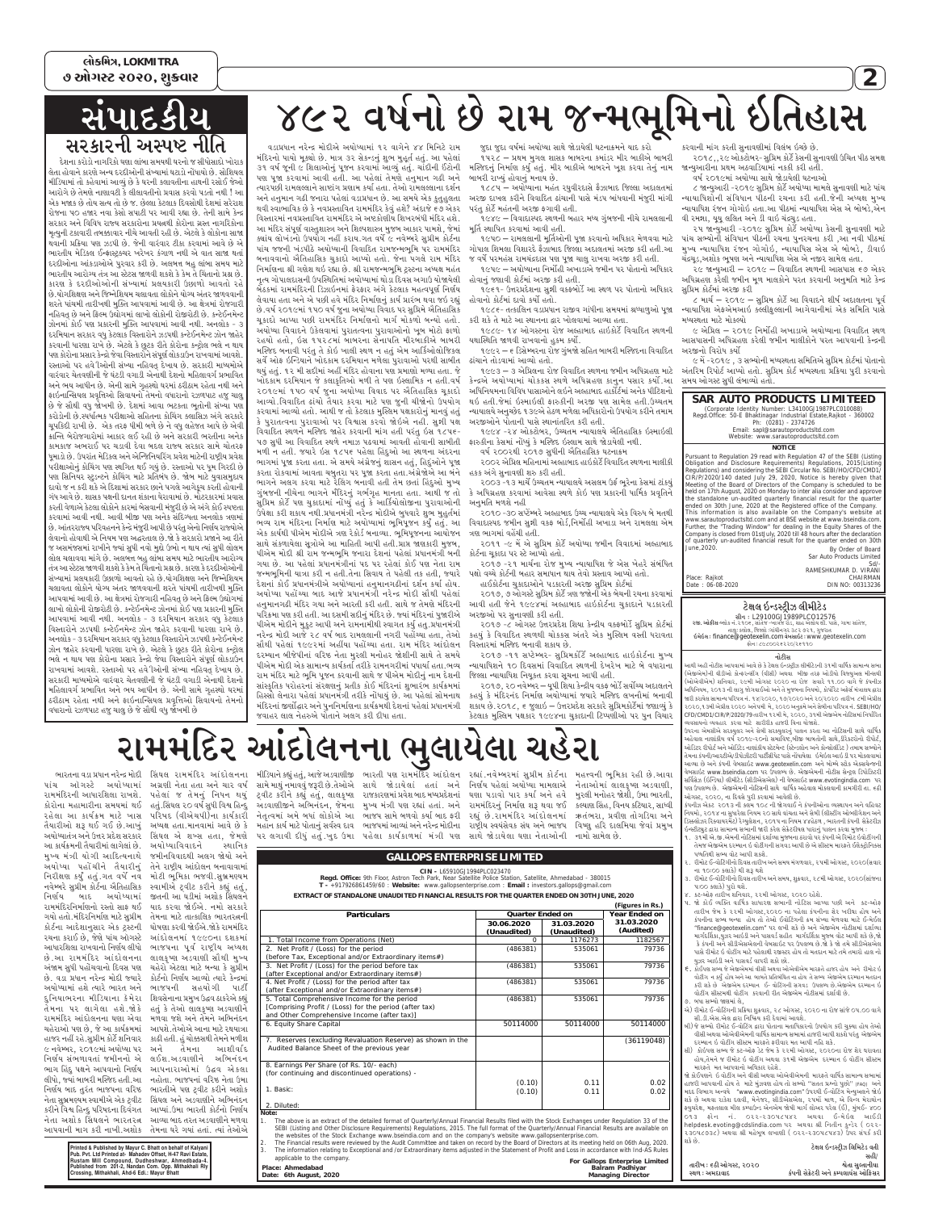# સંપાદકીય

## સરકારની અસ્પષ્ટ નીતિ

દેશના કરોડો નાગરિકો પણ લાંબા સમયથી ઘરનો જ સીધો સાદો ખોરાક લેતા હોવાને કારણે અન્ય દર્દીઓની સંખ્યામાં ઘટાડો નોંધાયો છે. સોશિયલ મીડિયામાં તો કહેવામાં આવ્યું છે કે ઘરની રસોઈની હાલમાં ડૉક્ટરોની જરૂર છે... સરકાર અને વિવિધ રાજ્ય સરકારોના પ્રયાસથી કોરોના અંગે નાગરિકોના મુકાબલો કરવાની તાકાત આવી રહી છે...

# ૪૯૨ વર્ષનો છે રામ જન્મભૂમિનો ઇતિહાસ

વડાપ્રધાન નરેન્દ્ર મોદીએ અયોધ્યામાં ૧૨ વાગીને ૪૪ મિનિટે રામ મંદિરનો પાયો મૂક્યો છે. માત્ર ૩૨ સેકન્ડનું શુભ મુહૂર્ત હતું. આ પહેલાં ૩૧ વર્ષ જૂની ૯ શિલાઓનું પૂજન કરવામાં આવ્યું હતું. ચાંદીની ઈંટોની પણ પૂજા કરવામાં આવી હતી. આ પહેલાં તેમણે હનુમાન ગઢી અને ત્યારપછી રામલલાને સાષ્ટાંગ પ્રણામ કર્યા હતા...

જુદા જુદા વર્ષમાં અયોધ્યા સાથે જોડાયેલી ઘટનાઓને યાદ કરો

૧૫૨૮ – પ્રથમ મુગલ શાસક બાબરના કમાંડર મીર બાકીએ બાબરી મસ્જિદનું નિર્માણ કર્યું હતું. મીર બાકીએ બાબરને ખુશ કરવા તેનું નામ બાબરી રાખ્યું હોવાનું મનાય છે.

૧૮૮૫ – અયોધ્યાના મહંત રઘુવીરદાસે ફૈઝાબાદ જિલ્લા અદાલતમાં અરજી દાખલ કરીને વિવાદિત ઢાંચાની પાસે મંડપ બાંધવાની મંજૂરી માંગી પરંતુ કોર્ટે મહંતની અરજી ફગાવી હતી.

૧૯૪૯ – વિવાદાસ્પદ સ્થળની બહાર મધ્ય ગુંબજની નીચે રામલલાની મૂર્તિ સ્થાપિત કરવામાં આવી હતી.

૧૯૫૦ – રામલલાની મૂર્તિઓની પૂજા કરવાનો અધિકાર મેળવવા માટે ગોપાલ શિમલા વિશારદે ફૈઝાબાદ જિલ્લા અદાલતમાં અરજી કરી હતી. આ જ વર્ષે પરમહંસ રામચંદ્રદાસ પણ પૂજા ચાલુ રાખવા અરજી કરી હતી.

૧૯૫૯ – અયોધ્યાના નિર્મોહી અખાડાએ જમીન પર પોતાનો અધિકાર હોવાનું જણાવી કોર્ટમાં અરજી કરી હતી.

૧૯૬૧- ઉત્તરપ્રદેશના સુન્ની વક્ફબોર્ડે આ સ્થળ પર પોતાનો અધિકાર હોવાનો કોર્ટમાં દાવો કર્યો હતો.

૧૯૮૬- તત્કાલિન વડાપ્રધાન રાજીવ ગાંધીના સમયમાં શ્રધ્ધાળુઓ પૂજા કરી શકે તે માટે આ સ્થાનના તાળા ખોલવામાં આવ્યા હતા.

૧૯૯૦- ૧૪ ઓગસ્ટના રોજ અલ્હાબાદ હાઇકોર્ટે વિવાદિત સ્થળની યથાસ્થિતિ જાળવી રાખવાનો હુકમ કર્યો.

૧૯૯૨ – ૬ ડિસેમ્બરના રોજ બાબરી મસ્જિદના વિવાદિત ઢાંચાને તોડવામાં આવ્યો હતો.

૧૯૯૩ – ૩ એપ્રિલના રોજ વિવાદિત સ્થળના જમીન અધિગ્રહણ માટે કેન્દ્રએ અયોધ્યામાં ચોક્કસ સ્થળ અધિગ્રહણ કાનૂન પસાર કર્યો. આ અધિનિયમના વિવિધ પાસાઓને લઈને અલ્હાબાદ હાઈકોર્ટમાં અનેક પીટિશનો થઈ હતી.

૧૯૯૪ -૨૪ ઓક્ટોબર, ઉચ્ચતમ ન્યાયાલયે ઇસ્માઇલ ફારુકીના કેસમાં નોંધ્યું કે મસ્જિદ ઇસ્લામ સાથે જોડાયેલી નથી.

વર્ષ ૨૦૦૨થી ૨૦૧૦ સુધીની ઐતિહાસિક ઘટનાક્રમ

૨૦૦૨ એપ્રિલ મહિનામાં અલ્હાબાદ હાઇકોર્ટે વિવાદિત સ્થળના માલિકી હક્ક અંગે સુનાવણી શરૂ કરી હતી.

૨૦૧૦ -૩૦ સપ્ટેમ્બરે અલ્હાબાદ ઉચ્ચ ન્યાયાલયે વિવાદિત ક્ષેત્રને સુન્ની વક્ફ બોર્ડ, નિર્મોહી અખાડા અને રામલલા એમ ત્રણ ભાગમાં વહેંચી હતી.

૨૦૧૧ -૯ મે એ સુપ્રીમ કોર્ટે અયોધ્યા જમીન વિવાદમાં અલ્હાબાદ કોર્ટના ચુકાદા પર રોક લગાવી હતી.

૨૦૧૭ -૨૧ માર્ચના રોજ મુખ્ય ન્યાયાધીશ જે એસ ખેહરે સંબંધિત પક્ષો વચ્ચે કોર્ટની બહાર સમાધાન થાય તેવો પ્રસ્તાવ આપ્યો હતો.

૨૦૧૭, ૧૧ ઓગસ્ટ ત્રણ જજોની બેન્ચ સુનાવણી કરવા સંમત થઈ.

૨૦૧૮ -૨ ઓગસ્ટ ઉત્તરપ્રદેશ શિયા કેન્દ્રીય વક્ફબોર્ડે સુપ્રીમ કોર્ટમાં કહ્યું કે વિવાદિત સ્થળથી થોડે અંતરે મસ્જિદ બનાવી શકાય છે.

૨૦૧૯ -૮ જાન્યુઆરી -૨૦૧૯ સુપ્રીમ કોર્ટે અયોધ્યા મામલે સુનાવણી માટે પાંચ ન્યાયાધીશોની સંવિધાન પીઠની રચના કરી હતી.

૨૦૧૯, ૯ નવેમ્બર - સુપ્રીમ કોર્ટની પાંચ ન્યાયાધીશોની સંવિધાન પીઠે વિવાદિત સ્થળ રામ જન્મભૂમિને સોંપવાનો ચુકાદો આપ્યો અને મસ્જિદ માટે અલગ જમીન ફાળવવાનો આદેશ કર્યો.

# રામમંદિર આંદોલનના ભુલાયેલા ચહેરા

ભારતના વડાપ્રધાન નરેન્દ્ર મોદીએ પાંચ ઓગસ્ટે અયોધ્યામાં રામમંદિરની આધારશિલા રાખી. કોરોના મહામારીના સમયમાં થઈ રહેલા આ કાર્યક્રમ માટે ખાસ તૈયારીઓ કરવામાં આવી હતી... રામમંદિર આંદોલનના મુખ્ય ચહેરા લાલકૃષ્ણ અડવાણી, મુરલી મનોહર જોશી, ઉમા ભારતી, કલ્યાણ સિંહ, વિનય કટિયાર, સાધ્વી ઋતંભરા, પ્રવીણ તોગડિયા અને વિષ્ણુ હરિ ડાલમિયા જેવા પ્રમુખ નામો સામેલ છે...

Printed & Published by Mayur C. Bhatt on behalf of Kalyani Pub. Pvt. Ltd Printed at- Mahadev Offset, H-47 Ravi Estate, Rustam Mill Compound, Dudheshwar, Ahmedabad-4. Published from 201-2, Nandan Com. Opp. Mithakhali Rly Crossing, Mithakhali, Ahd-6 Edi.: Mayur Bhatt

## GALLOPS ENTERPRISE LIMITED

CIN - L65910GJ1994PLC023470

Regd. Office: 9th Floor, Astron Tech Park, Near Satellite Police Station, Satellite, Ahmedabad - 380015

T - +917926861459/60 · Website: www.gallopsenterprise.com · Email : investors.gallops@gmail.com

EXTRACT OF STANDALONE UNAUDITED FINANCIAL RESULTS FOR THE QUARTER ENDED ON 30TH JUNE, 2020

(Figures in Rs.)

| Particulars | Quarter Ended on | | Year Ended on |
|---|---|---|---|
| | 30.06.2020 (Unaudited) | 31.03.2020 (Unaudited) | 31.03.2020 (Audited) |
| 1. Total Income from Operations (Net) | 0 | 1176273 | 1182567 |
| 2. Net Profit / (Loss) for the period (before Tax, Exceptional and/or Extraordinary items#) | (486381) | 535061 | 79736 |
| 3. Net Profit / (Loss) for the period before tax (after Exceptional and/or Extraordinary items#) | (486381) | 535061 | 79736 |
| 4. Net Profit / (Loss) for the period after tax (after Exceptional and/or Extraordinary items#) | (486381) | 535061 | 79736 |
| 5. Total Comprehensive Income for the period [Comprising Profit / (Loss) for the period (after tax) and Other Comprehensive Income (after tax)] | (486381) | 535061 | 79736 |
| 6. Equity Share Capital | 50114000 | 50114000 | 50114000 |
| 7. Reserves (excluding Revaluation Reserve) as shown in the Audited Balance Sheet of the previous year | | | (36119048) |
| 8. Earnings Per Share (of Rs. 10/- each) (for continuing and discontinued operations) - 1. Basic: | (0.10) | 0.11 | 0.02 |
| 2. Diluted: | (0.10) | 0.11 | 0.02 |

Note:
1. The above is an extract of the detailed format of Quarterly/Annual Financial Results filed with the Stock Exchanges under Regulation 33 of the SEBI (Listing and Other Disclosure Requirements) Regulations, 2015. The full format of the Quarterly/Annual Financial Results are available on the websites of the Stock Exchange www.bseindia.com and on company's website www.gallopsenterprise.com.
2. The Financial results were reviewed by the Audit Committee and taken on record by the Board of Directors at its meeting held on 06th Aug, 2020.
3. The information relating to Exceptional and /or Extraordinary items adjusted in the Statement of Profit and Loss in accordance with Ind-AS Rules applicable to the company.

Place: Ahmedabad
Date: 6th August, 2020

For Gallops Enterprise Limited
Balram Padhiyar
Managing Director

## SAR AUTO PRODUCTS LIMITED

(Corporate Identity Number: L34100GJ1987PLC010088)
Regd.Office: 50-E Bhaktinagar Industrial Estate,Rajkot - 360002
Ph: (0281) - 2374726
Email: sapl@sarautoproductsltd.com
Website: www.sarautoproductsltd.com

**NOTICE**

Pursuant to Regulation 29 read with Regulation 47 of the SEBI (Listing Obligation and Disclosure Requirements) Regulations, 2015(Listing Regulations) and considering the SEBI Circular No. SEBI/HO/CFD/CMD1/CIR/P/2020/140 dated July 29, 2020, Notice is hereby given that Meeting of the Board of Directors of the Company is scheduled to be held on 17th August, 2020 on Monday to inter alia consider and approve the standalone un-audited quarterly financial result for the quarter ended on 30th June, 2020 at the Registered office of the Company. This information is also available on the Company's website at www.sarautoproductsltd.com and BSE website at www.bseindia.com. Further, the "Trading Window" for dealing in the Equity Shares of the Company is closed from 01stJuly, 2020 till 48 hours after the declaration of quarterly un-audited financial result for the quarter ended on 30th June,2020.

By Order of Board
Sar Auto Products Limited
Sd/-
RAMESHKUMAR D. VIRANI
CHAIRMAN
DIN NO: 00313236

Place: Rajkot
Date : 06-08-2020

## ટેક્ષલ ઇન્ડસ્ટ્રીઝ લીમીટેડ

CIN : L29100GJ1989PLC012576

ઇ-મેઈલ: finance@geotexelin.com વેબસાઈટ: www.geotexelin.com

**નોટીસ**

... ટીમ્સ્ટાઇલ ડીપોઝીટરી સર્વીસીસ (ઇન્ડિયા) લીમીટેડ (સીડીએસએલ) ની વેબસાઈટ www.evotingindia.com ... helpdesk.evoting@cdslindia.com ...

ટેક્ષલ ઇન્ડસ્ટ્રીઝ લિમિટેડ વતી
સહી/
શ્વેતા સુતારીયા
કંપની સેક્રેટરી અને કમ્પલાયન્સ ઓફિસર

તારીખ : ૦૬ ઓગસ્ટ, ૨૦૨૦
સ્થળ : અમદાવાદ